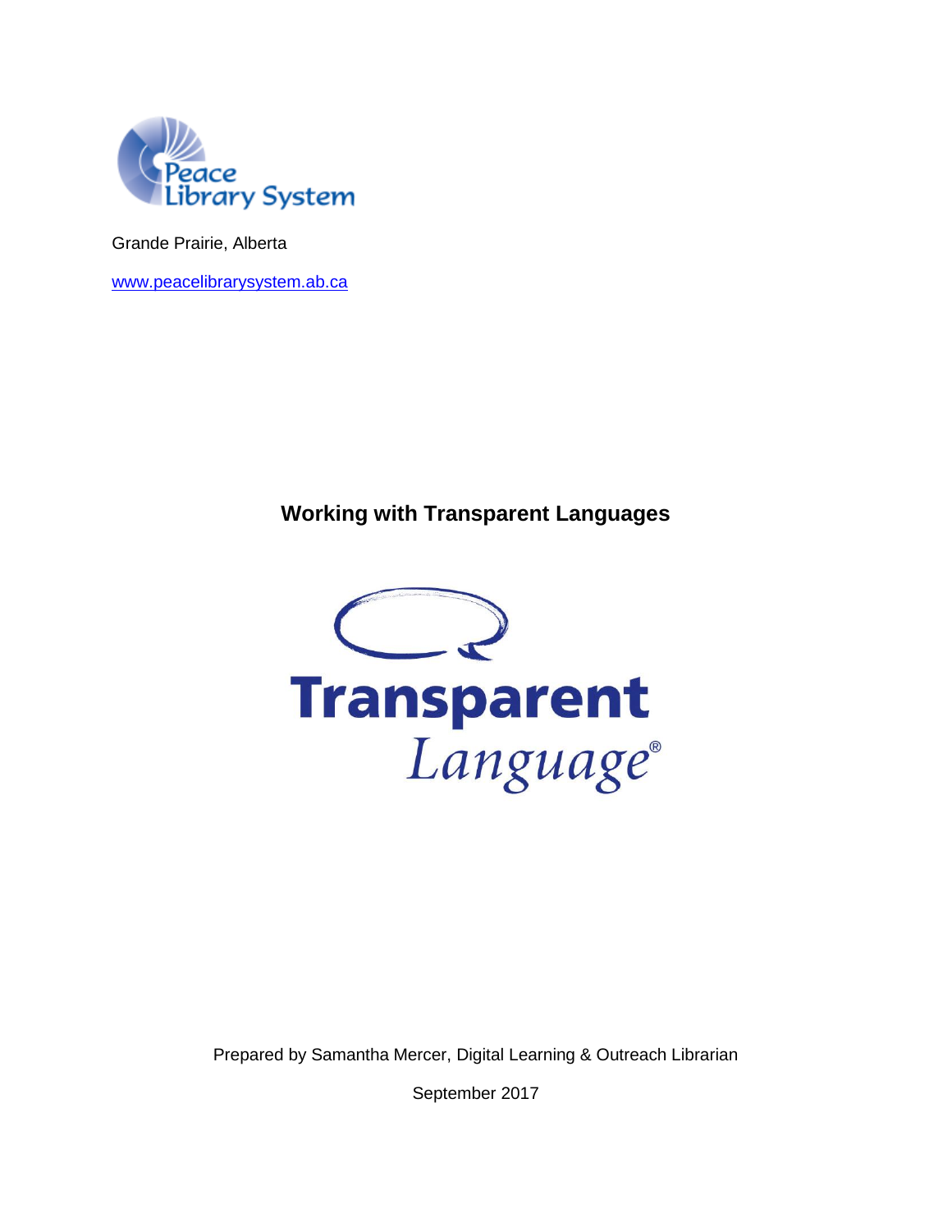Peace Library System

Grande Prairie, Alberta

www.peacelibrarysystem.ab.ca

# Working with Transparent Languages

Transparent Language®

Prepared by Samantha Mercer, Digital Learning & Outreach Librarian

September 2017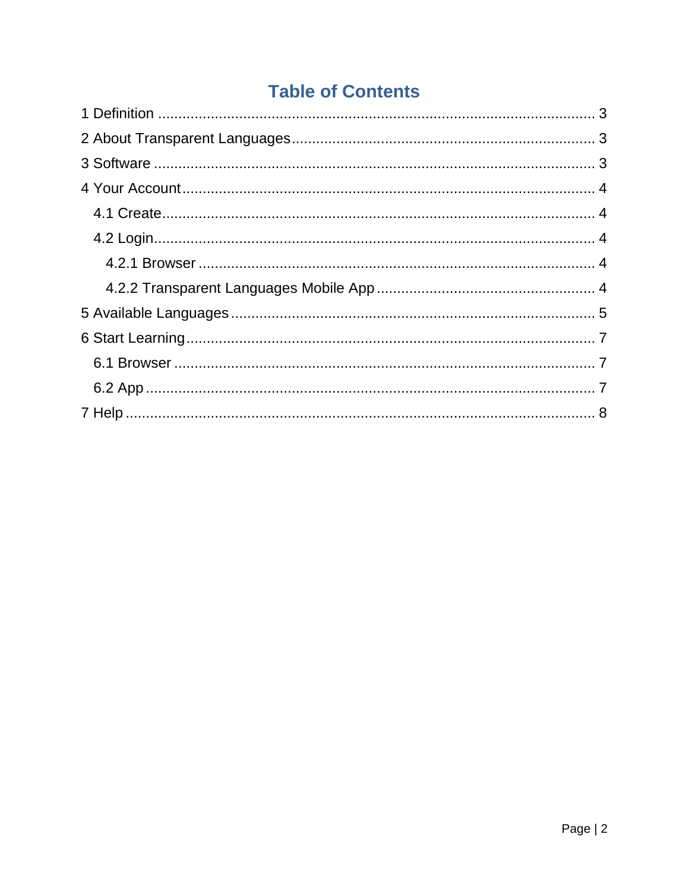# Table of Contents

1 Definition ........................................................................................................ 3

2 About Transparent Languages ......................................................................... 3

3 Software .......................................................................................................... 3

4 Your Account ................................................................................................... 4

  4.1 Create ......................................................................................................... 4

  4.2 Login ........................................................................................................... 4

    4.2.1 Browser ................................................................................................ 4

    4.2.2 Transparent Languages Mobile App ..................................................... 4

5 Available Languages ........................................................................................ 5

6 Start Learning ................................................................................................... 7

  6.1 Browser ....................................................................................................... 7

  6.2 App ............................................................................................................. 7

7 Help ................................................................................................................. 8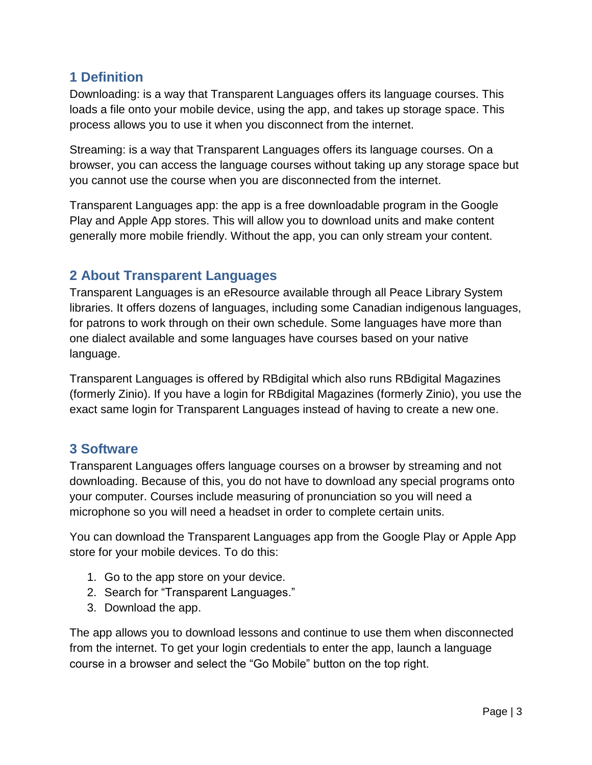## 1 Definition

Downloading: is a way that Transparent Languages offers its language courses. This loads a file onto your mobile device, using the app, and takes up storage space. This process allows you to use it when you disconnect from the internet.

Streaming: is a way that Transparent Languages offers its language courses. On a browser, you can access the language courses without taking up any storage space but you cannot use the course when you are disconnected from the internet.

Transparent Languages app: the app is a free downloadable program in the Google Play and Apple App stores. This will allow you to download units and make content generally more mobile friendly. Without the app, you can only stream your content.

## 2 About Transparent Languages

Transparent Languages is an eResource available through all Peace Library System libraries. It offers dozens of languages, including some Canadian indigenous languages, for patrons to work through on their own schedule. Some languages have more than one dialect available and some languages have courses based on your native language.

Transparent Languages is offered by RBdigital which also runs RBdigital Magazines (formerly Zinio). If you have a login for RBdigital Magazines (formerly Zinio), you use the exact same login for Transparent Languages instead of having to create a new one.

## 3 Software

Transparent Languages offers language courses on a browser by streaming and not downloading. Because of this, you do not have to download any special programs onto your computer. Courses include measuring of pronunciation so you will need a microphone so you will need a headset in order to complete certain units.

You can download the Transparent Languages app from the Google Play or Apple App store for your mobile devices. To do this:

1. Go to the app store on your device.
2. Search for "Transparent Languages."
3. Download the app.

The app allows you to download lessons and continue to use them when disconnected from the internet. To get your login credentials to enter the app, launch a language course in a browser and select the "Go Mobile" button on the top right.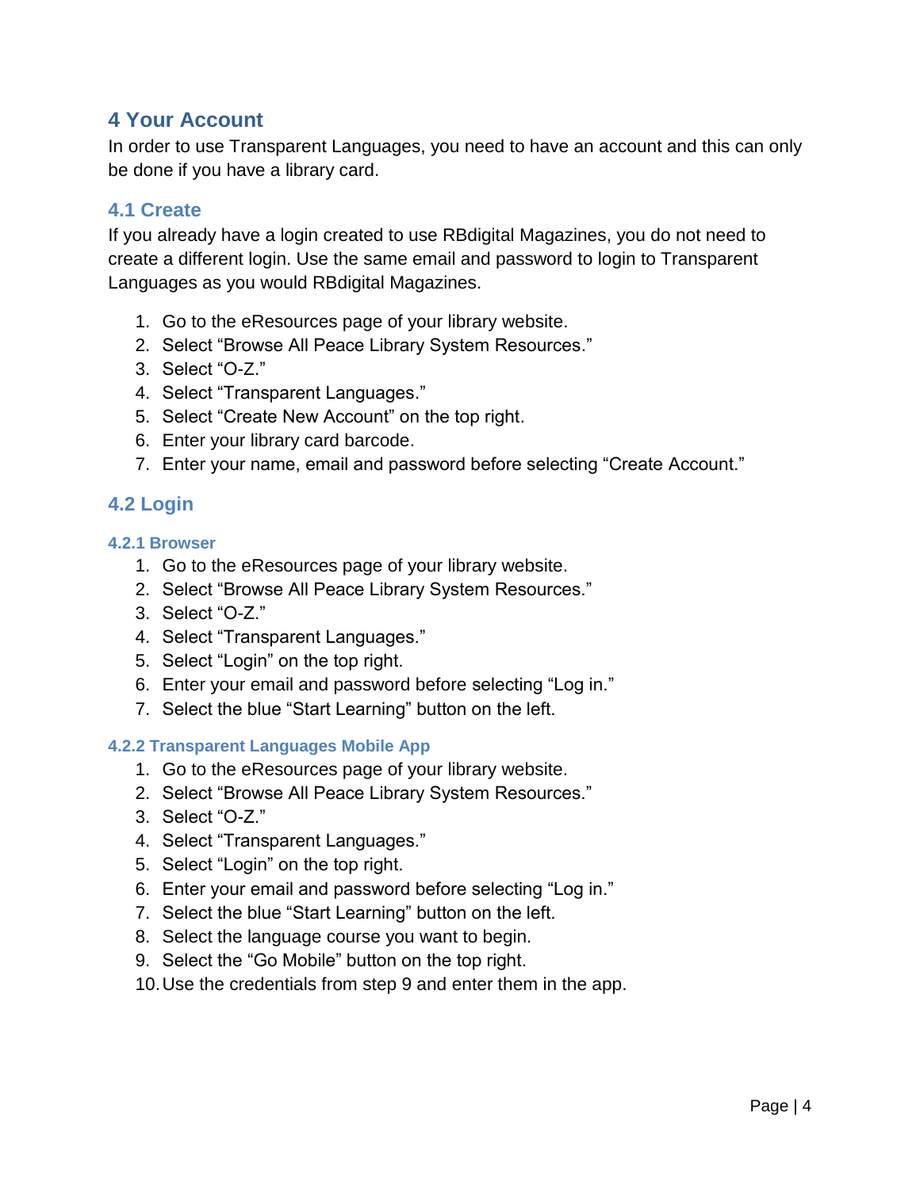# 4 Your Account

In order to use Transparent Languages, you need to have an account and this can only be done if you have a library card.

## 4.1 Create

If you already have a login created to use RBdigital Magazines, you do not need to create a different login. Use the same email and password to login to Transparent Languages as you would RBdigital Magazines.

1. Go to the eResources page of your library website.
2. Select "Browse All Peace Library System Resources."
3. Select "O-Z."
4. Select "Transparent Languages."
5. Select "Create New Account" on the top right.
6. Enter your library card barcode.
7. Enter your name, email and password before selecting "Create Account."

## 4.2 Login

### 4.2.1 Browser

1. Go to the eResources page of your library website.
2. Select "Browse All Peace Library System Resources."
3. Select "O-Z."
4. Select "Transparent Languages."
5. Select "Login" on the top right.
6. Enter your email and password before selecting "Log in."
7. Select the blue "Start Learning" button on the left.

### 4.2.2 Transparent Languages Mobile App

1. Go to the eResources page of your library website.
2. Select "Browse All Peace Library System Resources."
3. Select "O-Z."
4. Select "Transparent Languages."
5. Select "Login" on the top right.
6. Enter your email and password before selecting "Log in."
7. Select the blue "Start Learning" button on the left.
8. Select the language course you want to begin.
9. Select the "Go Mobile" button on the top right.
10. Use the credentials from step 9 and enter them in the app.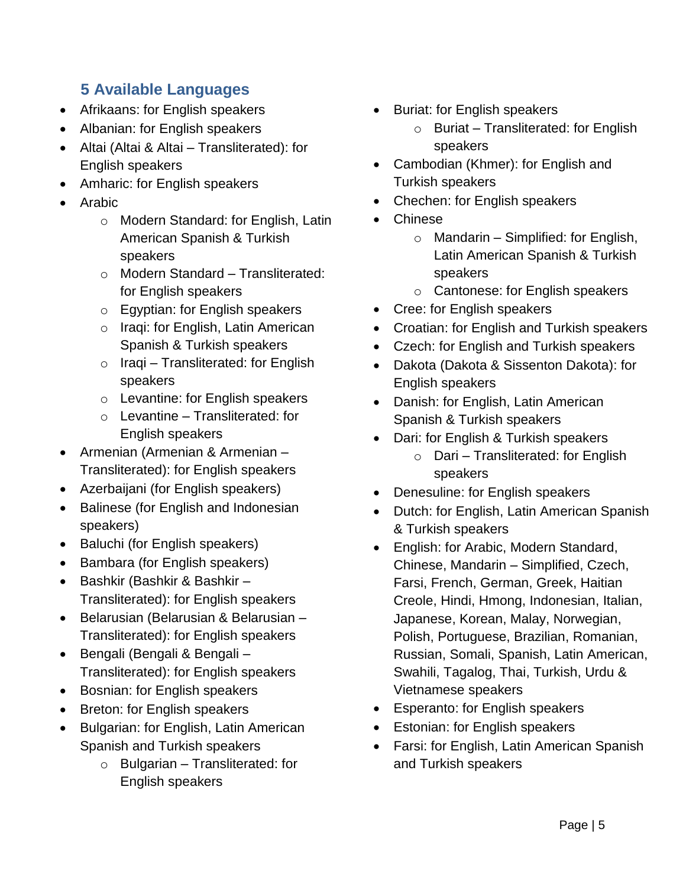## 5 Available Languages

- Afrikaans: for English speakers
- Albanian: for English speakers
- Altai (Altai & Altai – Transliterated): for English speakers
- Amharic: for English speakers
- Arabic
  - Modern Standard: for English, Latin American Spanish & Turkish speakers
  - Modern Standard – Transliterated: for English speakers
  - Egyptian: for English speakers
  - Iraqi: for English, Latin American Spanish & Turkish speakers
  - Iraqi – Transliterated: for English speakers
  - Levantine: for English speakers
  - Levantine – Transliterated: for English speakers
- Armenian (Armenian & Armenian – Transliterated): for English speakers
- Azerbaijani (for English speakers)
- Balinese (for English and Indonesian speakers)
- Baluchi (for English speakers)
- Bambara (for English speakers)
- Bashkir (Bashkir & Bashkir – Transliterated): for English speakers
- Belarusian (Belarusian & Belarusian – Transliterated): for English speakers
- Bengali (Bengali & Bengali – Transliterated): for English speakers
- Bosnian: for English speakers
- Breton: for English speakers
- Bulgarian: for English, Latin American Spanish and Turkish speakers
  - Bulgarian – Transliterated: for English speakers
- Buriat: for English speakers
  - Buriat – Transliterated: for English speakers
- Cambodian (Khmer): for English and Turkish speakers
- Chechen: for English speakers
- Chinese
  - Mandarin – Simplified: for English, Latin American Spanish & Turkish speakers
  - Cantonese: for English speakers
- Cree: for English speakers
- Croatian: for English and Turkish speakers
- Czech: for English and Turkish speakers
- Dakota (Dakota & Sissenton Dakota): for English speakers
- Danish: for English, Latin American Spanish & Turkish speakers
- Dari: for English & Turkish speakers
  - Dari – Transliterated: for English speakers
- Denesuline: for English speakers
- Dutch: for English, Latin American Spanish & Turkish speakers
- English: for Arabic, Modern Standard, Chinese, Mandarin – Simplified, Czech, Farsi, French, German, Greek, Haitian Creole, Hindi, Hmong, Indonesian, Italian, Japanese, Korean, Malay, Norwegian, Polish, Portuguese, Brazilian, Romanian, Russian, Somali, Spanish, Latin American, Swahili, Tagalog, Thai, Turkish, Urdu & Vietnamese speakers
- Esperanto: for English speakers
- Estonian: for English speakers
- Farsi: for English, Latin American Spanish and Turkish speakers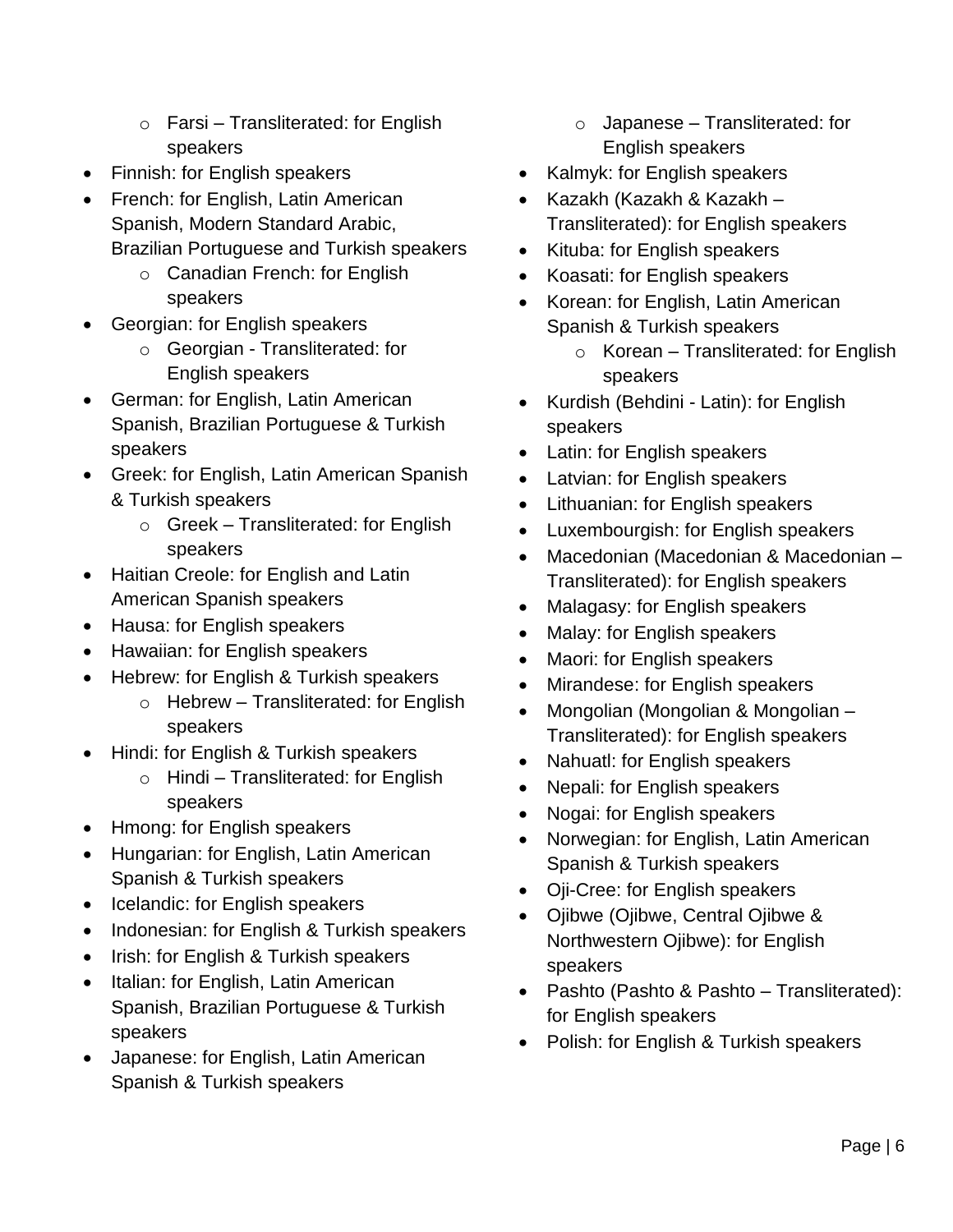- Farsi – Transliterated: for English speakers
- Finnish: for English speakers
- French: for English, Latin American Spanish, Modern Standard Arabic, Brazilian Portuguese and Turkish speakers
  - Canadian French: for English speakers
- Georgian: for English speakers
  - Georgian - Transliterated: for English speakers
- German: for English, Latin American Spanish, Brazilian Portuguese & Turkish speakers
- Greek: for English, Latin American Spanish & Turkish speakers
  - Greek – Transliterated: for English speakers
- Haitian Creole: for English and Latin American Spanish speakers
- Hausa: for English speakers
- Hawaiian: for English speakers
- Hebrew: for English & Turkish speakers
  - Hebrew – Transliterated: for English speakers
- Hindi: for English & Turkish speakers
  - Hindi – Transliterated: for English speakers
- Hmong: for English speakers
- Hungarian: for English, Latin American Spanish & Turkish speakers
- Icelandic: for English speakers
- Indonesian: for English & Turkish speakers
- Irish: for English & Turkish speakers
- Italian: for English, Latin American Spanish, Brazilian Portuguese & Turkish speakers
- Japanese: for English, Latin American Spanish & Turkish speakers
  - Japanese – Transliterated: for English speakers
- Kalmyk: for English speakers
- Kazakh (Kazakh & Kazakh – Transliterated): for English speakers
- Kituba: for English speakers
- Koasati: for English speakers
- Korean: for English, Latin American Spanish & Turkish speakers
  - Korean – Transliterated: for English speakers
- Kurdish (Behdini - Latin): for English speakers
- Latin: for English speakers
- Latvian: for English speakers
- Lithuanian: for English speakers
- Luxembourgish: for English speakers
- Macedonian (Macedonian & Macedonian – Transliterated): for English speakers
- Malagasy: for English speakers
- Malay: for English speakers
- Maori: for English speakers
- Mirandese: for English speakers
- Mongolian (Mongolian & Mongolian – Transliterated): for English speakers
- Nahuatl: for English speakers
- Nepali: for English speakers
- Nogai: for English speakers
- Norwegian: for English, Latin American Spanish & Turkish speakers
- Oji-Cree: for English speakers
- Ojibwe (Ojibwe, Central Ojibwe & Northwestern Ojibwe): for English speakers
- Pashto (Pashto & Pashto – Transliterated): for English speakers
- Polish: for English & Turkish speakers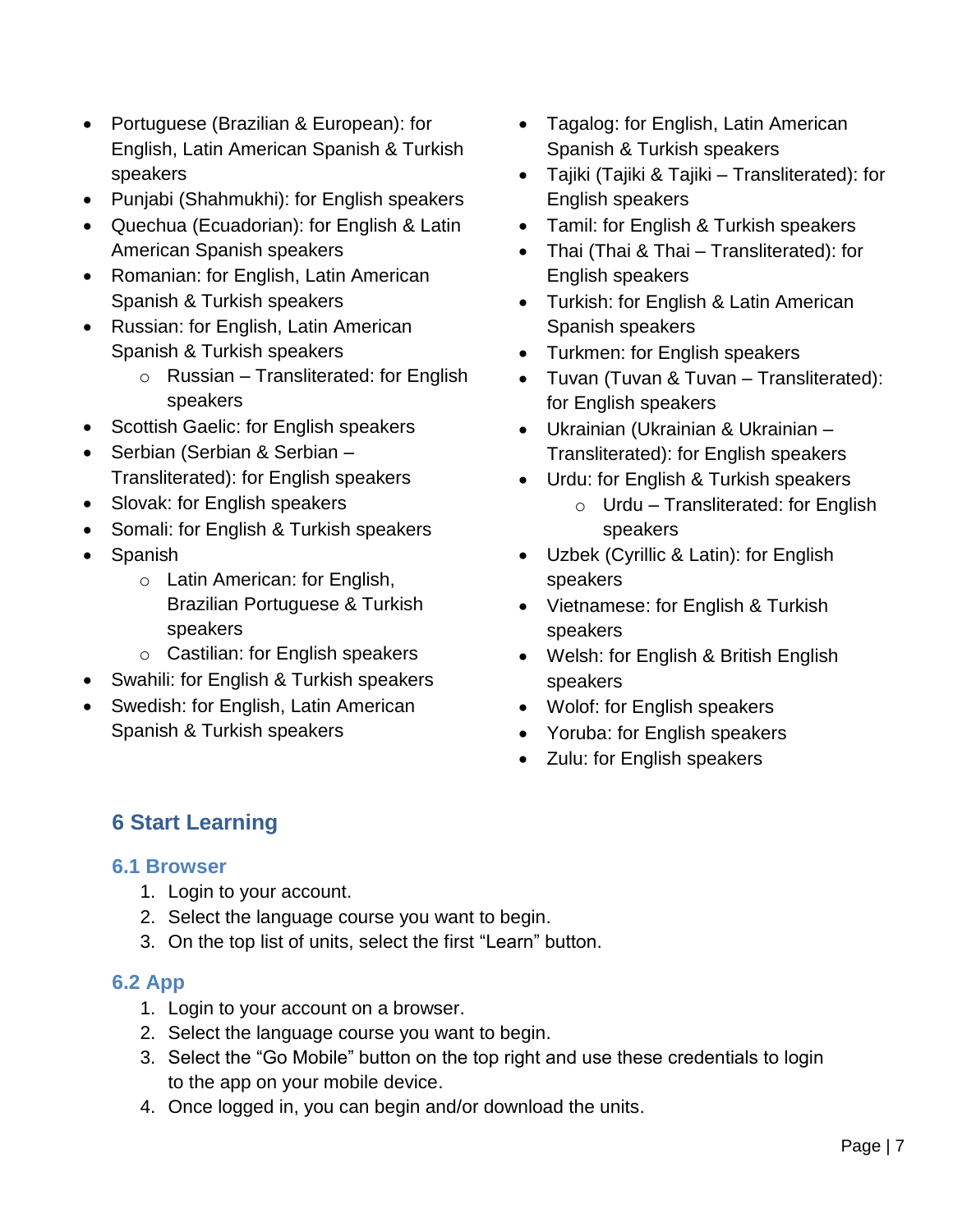- Portuguese (Brazilian & European): for English, Latin American Spanish & Turkish speakers
- Punjabi (Shahmukhi): for English speakers
- Quechua (Ecuadorian): for English & Latin American Spanish speakers
- Romanian: for English, Latin American Spanish & Turkish speakers
- Russian: for English, Latin American Spanish & Turkish speakers
  - Russian – Transliterated: for English speakers
- Scottish Gaelic: for English speakers
- Serbian (Serbian & Serbian – Transliterated): for English speakers
- Slovak: for English speakers
- Somali: for English & Turkish speakers
- Spanish
  - Latin American: for English, Brazilian Portuguese & Turkish speakers
  - Castilian: for English speakers
- Swahili: for English & Turkish speakers
- Swedish: for English, Latin American Spanish & Turkish speakers
- Tagalog: for English, Latin American Spanish & Turkish speakers
- Tajiki (Tajiki & Tajiki – Transliterated): for English speakers
- Tamil: for English & Turkish speakers
- Thai (Thai & Thai – Transliterated): for English speakers
- Turkish: for English & Latin American Spanish speakers
- Turkmen: for English speakers
- Tuvan (Tuvan & Tuvan – Transliterated): for English speakers
- Ukrainian (Ukrainian & Ukrainian – Transliterated): for English speakers
- Urdu: for English & Turkish speakers
  - Urdu – Transliterated: for English speakers
- Uzbek (Cyrillic & Latin): for English speakers
- Vietnamese: for English & Turkish speakers
- Welsh: for English & British English speakers
- Wolof: for English speakers
- Yoruba: for English speakers
- Zulu: for English speakers

## 6 Start Learning

### 6.1 Browser

1. Login to your account.
2. Select the language course you want to begin.
3. On the top list of units, select the first "Learn" button.

### 6.2 App

1. Login to your account on a browser.
2. Select the language course you want to begin.
3. Select the "Go Mobile" button on the top right and use these credentials to login to the app on your mobile device.
4. Once logged in, you can begin and/or download the units.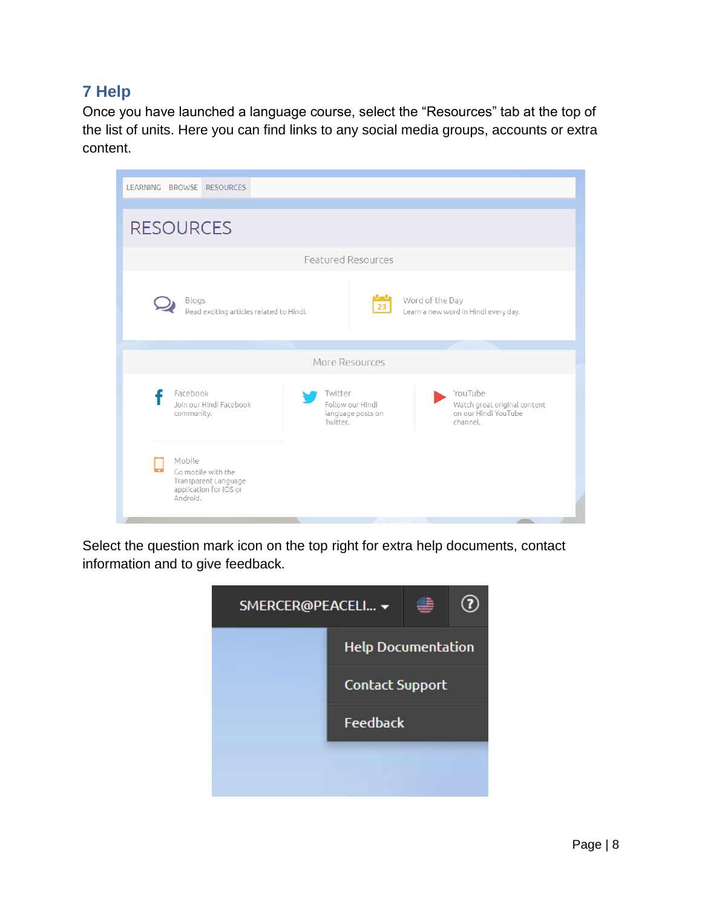## 7 Help

Once you have launched a language course, select the "Resources" tab at the top of the list of units. Here you can find links to any social media groups, accounts or extra content.

Select the question mark icon on the top right for extra help documents, contact information and to give feedback.